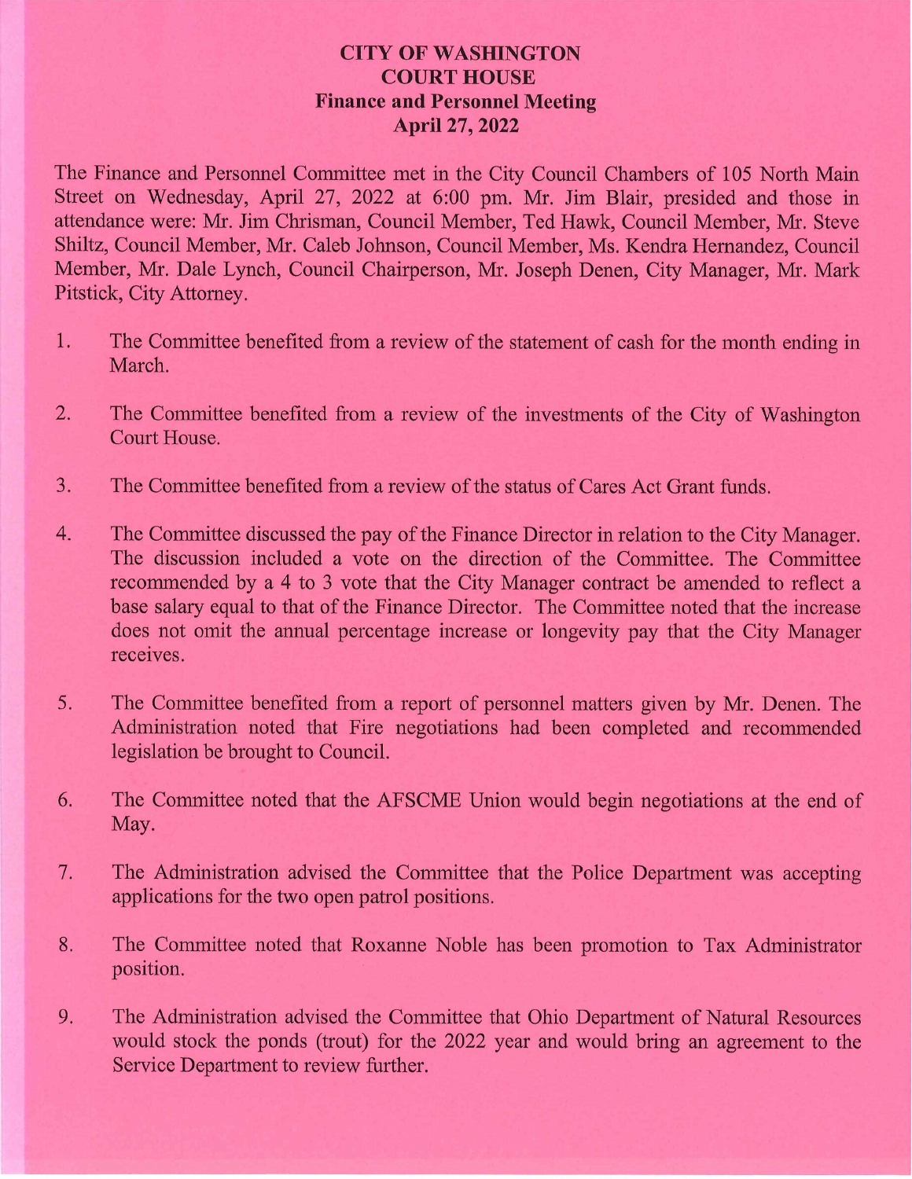# CITY OF WASHINGTON
# COURT HOUSE
## Finance and Personnel Meeting
## April 27, 2022

The Finance and Personnel Committee met in the City Council Chambers of 105 North Main Street on Wednesday, April 27, 2022 at 6:00 pm. Mr. Jim Blair, presided and those in attendance were: Mr. Jim Chrisman, Council Member, Ted Hawk, Council Member, Mr. Steve Shiltz, Council Member, Mr. Caleb Johnson, Council Member, Ms. Kendra Hernandez, Council Member, Mr. Dale Lynch, Council Chairperson, Mr. Joseph Denen, City Manager, Mr. Mark Pitstick, City Attorney.

1. The Committee benefited from a review of the statement of cash for the month ending in March.

2. The Committee benefited from a review of the investments of the City of Washington Court House.

3. The Committee benefited from a review of the status of Cares Act Grant funds.

4. The Committee discussed the pay of the Finance Director in relation to the City Manager. The discussion included a vote on the direction of the Committee. The Committee recommended by a 4 to 3 vote that the City Manager contract be amended to reflect a base salary equal to that of the Finance Director. The Committee noted that the increase does not omit the annual percentage increase or longevity pay that the City Manager receives.

5. The Committee benefited from a report of personnel matters given by Mr. Denen. The Administration noted that Fire negotiations had been completed and recommended legislation be brought to Council.

6. The Committee noted that the AFSCME Union would begin negotiations at the end of May.

7. The Administration advised the Committee that the Police Department was accepting applications for the two open patrol positions.

8. The Committee noted that Roxanne Noble has been promotion to Tax Administrator position.

9. The Administration advised the Committee that Ohio Department of Natural Resources would stock the ponds (trout) for the 2022 year and would bring an agreement to the Service Department to review further.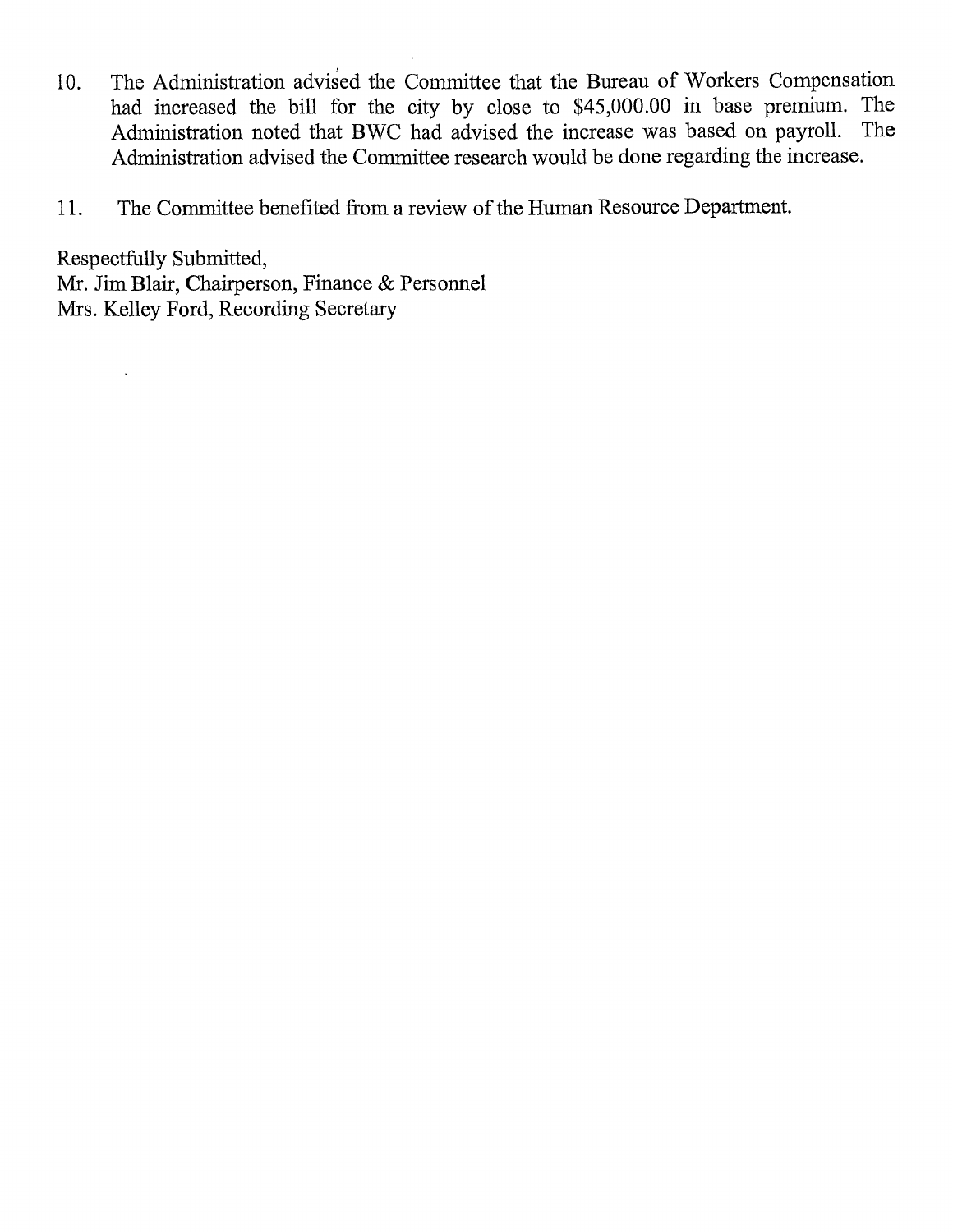10. The Administration advised the Committee that the Bureau of Workers Compensation had increased the bill for the city by close to $45,000.00 in base premium. The Administration noted that BWC had advised the increase was based on payroll. The Administration advised the Committee research would be done regarding the increase.

11. The Committee benefited from a review of the Human Resource Department.

Respectfully Submitted,
Mr. Jim Blair, Chairperson, Finance & Personnel
Mrs. Kelley Ford, Recording Secretary